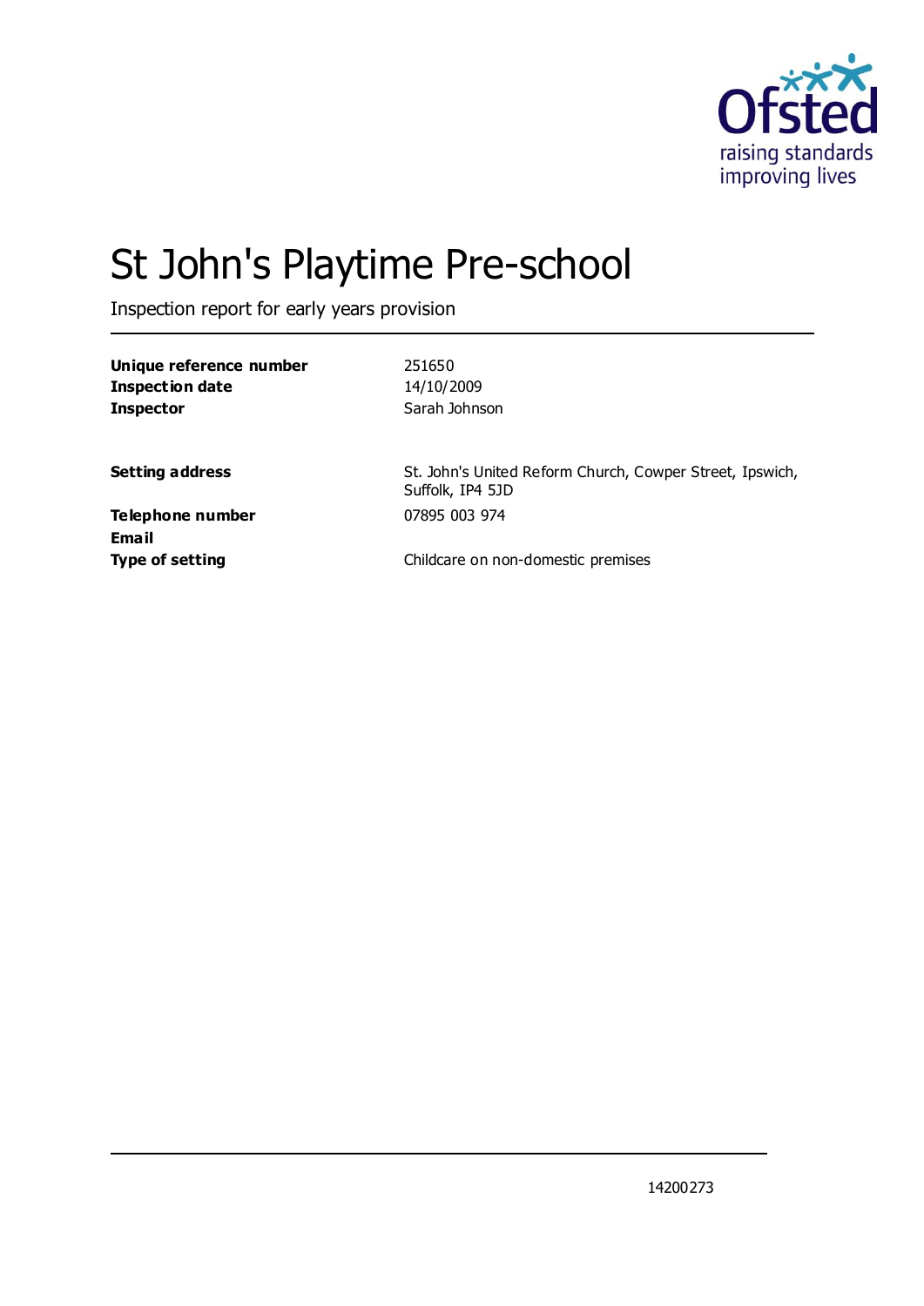# St John's Playtime Pre-school

Inspection report for early years provision

| | |
|---|---|
| **Unique reference number** | 251650 |
| **Inspection date** | 14/10/2009 |
| **Inspector** | Sarah Johnson |
| | |
| **Setting address** | St. John's United Reform Church, Cowper Street, Ipswich, Suffolk, IP4 5JD |
| **Telephone number** | 07895 003 974 |
| **Email** | |
| **Type of setting** | Childcare on non-domestic premises |

14200273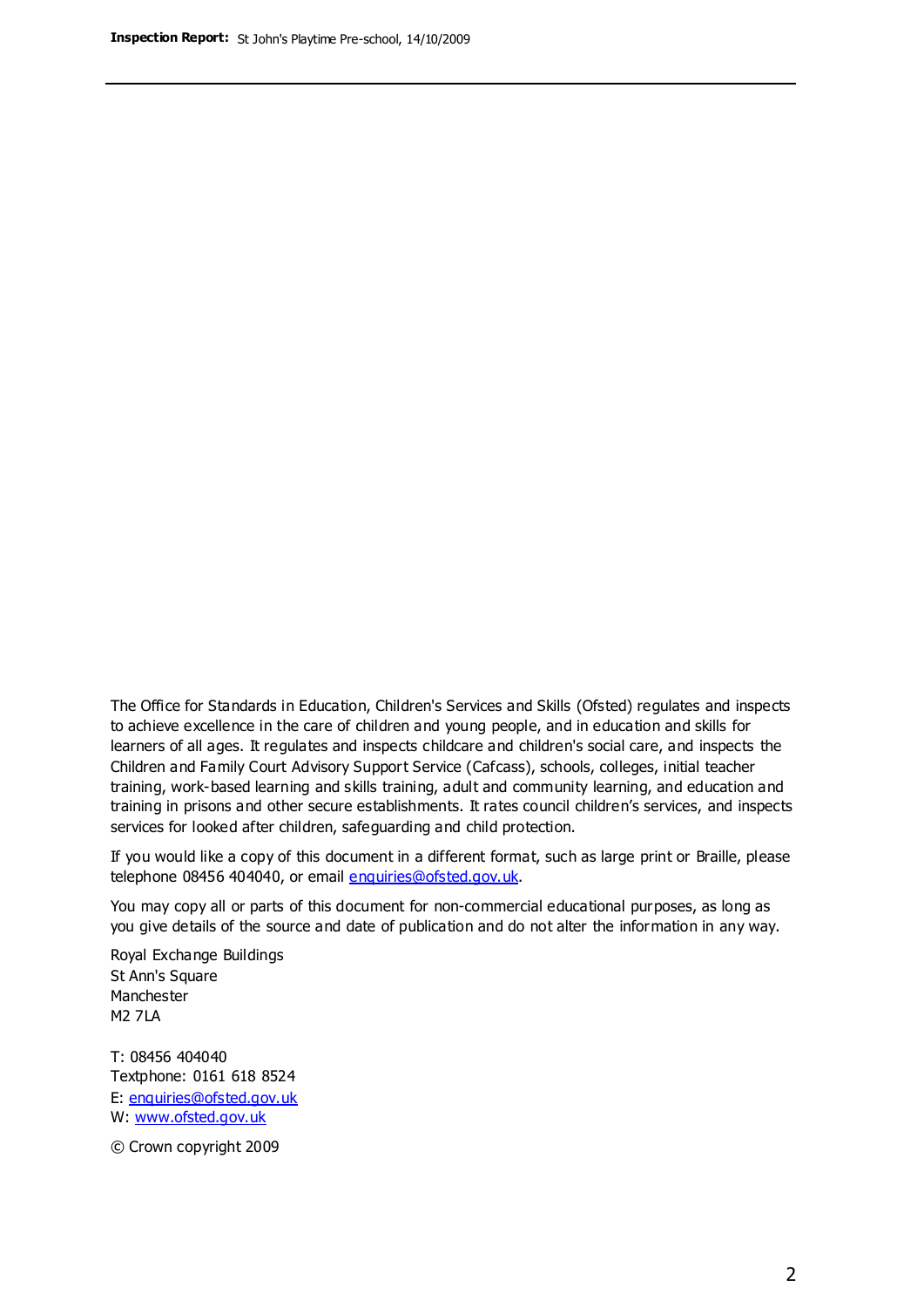The Office for Standards in Education, Children's Services and Skills (Ofsted) regulates and inspects to achieve excellence in the care of children and young people, and in education and skills for learners of all ages. It regulates and inspects childcare and children's social care, and inspects the Children and Family Court Advisory Support Service (Cafcass), schools, colleges, initial teacher training, work-based learning and skills training, adult and community learning, and education and training in prisons and other secure establishments. It rates council children's services, and inspects services for looked after children, safeguarding and child protection.

If you would like a copy of this document in a different format, such as large print or Braille, please telephone 08456 404040, or email enquiries@ofsted.gov.uk.

You may copy all or parts of this document for non-commercial educational purposes, as long as you give details of the source and date of publication and do not alter the information in any way.

Royal Exchange Buildings
St Ann's Square
Manchester
M2 7LA

T: 08456 404040
Textphone: 0161 618 8524
E: enquiries@ofsted.gov.uk
W: www.ofsted.gov.uk

© Crown copyright 2009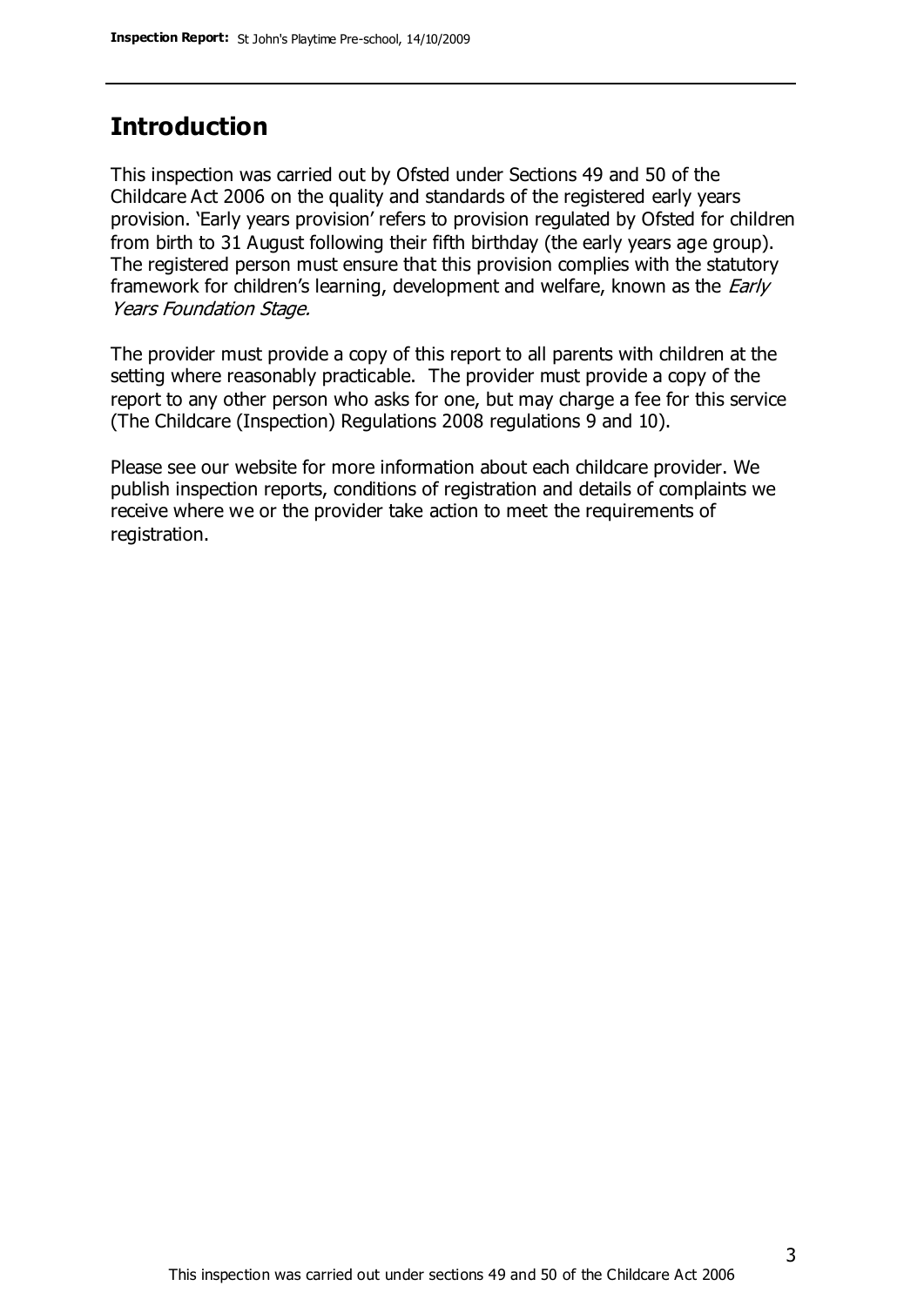## Introduction

This inspection was carried out by Ofsted under Sections 49 and 50 of the Childcare Act 2006 on the quality and standards of the registered early years provision. 'Early years provision' refers to provision regulated by Ofsted for children from birth to 31 August following their fifth birthday (the early years age group). The registered person must ensure that this provision complies with the statutory framework for children's learning, development and welfare, known as the *Early Years Foundation Stage*.

The provider must provide a copy of this report to all parents with children at the setting where reasonably practicable. The provider must provide a copy of the report to any other person who asks for one, but may charge a fee for this service (The Childcare (Inspection) Regulations 2008 regulations 9 and 10).

Please see our website for more information about each childcare provider. We publish inspection reports, conditions of registration and details of complaints we receive where we or the provider take action to meet the requirements of registration.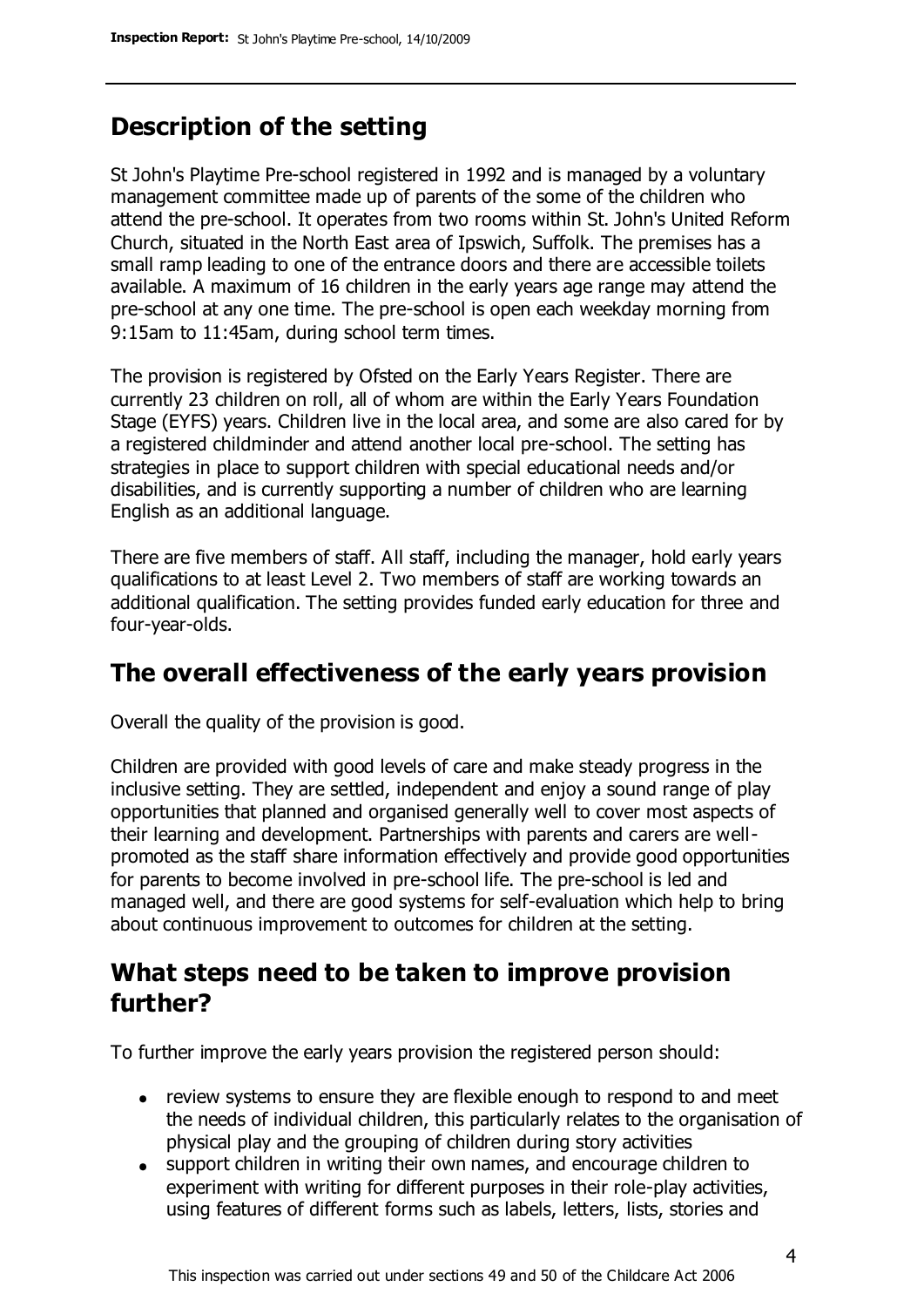## Description of the setting

St John's Playtime Pre-school registered in 1992 and is managed by a voluntary management committee made up of parents of the some of the children who attend the pre-school. It operates from two rooms within St. John's United Reform Church, situated in the North East area of Ipswich, Suffolk. The premises has a small ramp leading to one of the entrance doors and there are accessible toilets available. A maximum of 16 children in the early years age range may attend the pre-school at any one time. The pre-school is open each weekday morning from 9:15am to 11:45am, during school term times.

The provision is registered by Ofsted on the Early Years Register. There are currently 23 children on roll, all of whom are within the Early Years Foundation Stage (EYFS) years. Children live in the local area, and some are also cared for by a registered childminder and attend another local pre-school. The setting has strategies in place to support children with special educational needs and/or disabilities, and is currently supporting a number of children who are learning English as an additional language.

There are five members of staff. All staff, including the manager, hold early years qualifications to at least Level 2. Two members of staff are working towards an additional qualification. The setting provides funded early education for three and four-year-olds.

## The overall effectiveness of the early years provision

Overall the quality of the provision is good.

Children are provided with good levels of care and make steady progress in the inclusive setting. They are settled, independent and enjoy a sound range of play opportunities that planned and organised generally well to cover most aspects of their learning and development. Partnerships with parents and carers are well-promoted as the staff share information effectively and provide good opportunities for parents to become involved in pre-school life. The pre-school is led and managed well, and there are good systems for self-evaluation which help to bring about continuous improvement to outcomes for children at the setting.

## What steps need to be taken to improve provision further?

To further improve the early years provision the registered person should:

- review systems to ensure they are flexible enough to respond to and meet the needs of individual children, this particularly relates to the organisation of physical play and the grouping of children during story activities
- support children in writing their own names, and encourage children to experiment with writing for different purposes in their role-play activities, using features of different forms such as labels, letters, lists, stories and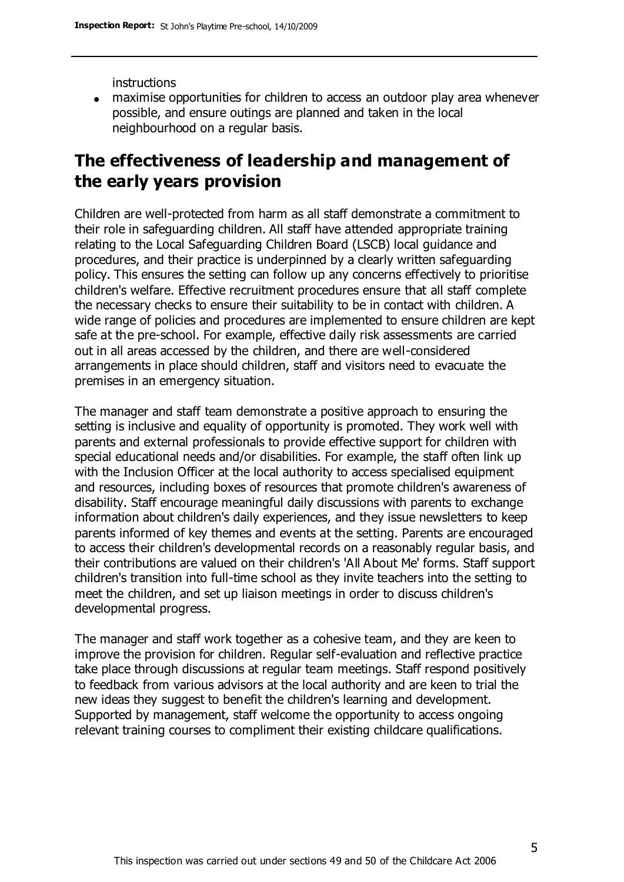instructions

- maximise opportunities for children to access an outdoor play area whenever possible, and ensure outings are planned and taken in the local neighbourhood on a regular basis.

## The effectiveness of leadership and management of the early years provision

Children are well-protected from harm as all staff demonstrate a commitment to their role in safeguarding children. All staff have attended appropriate training relating to the Local Safeguarding Children Board (LSCB) local guidance and procedures, and their practice is underpinned by a clearly written safeguarding policy. This ensures the setting can follow up any concerns effectively to prioritise children's welfare. Effective recruitment procedures ensure that all staff complete the necessary checks to ensure their suitability to be in contact with children. A wide range of policies and procedures are implemented to ensure children are kept safe at the pre-school. For example, effective daily risk assessments are carried out in all areas accessed by the children, and there are well-considered arrangements in place should children, staff and visitors need to evacuate the premises in an emergency situation.

The manager and staff team demonstrate a positive approach to ensuring the setting is inclusive and equality of opportunity is promoted. They work well with parents and external professionals to provide effective support for children with special educational needs and/or disabilities. For example, the staff often link up with the Inclusion Officer at the local authority to access specialised equipment and resources, including boxes of resources that promote children's awareness of disability. Staff encourage meaningful daily discussions with parents to exchange information about children's daily experiences, and they issue newsletters to keep parents informed of key themes and events at the setting. Parents are encouraged to access their children's developmental records on a reasonably regular basis, and their contributions are valued on their children's 'All About Me' forms. Staff support children's transition into full-time school as they invite teachers into the setting to meet the children, and set up liaison meetings in order to discuss children's developmental progress.

The manager and staff work together as a cohesive team, and they are keen to improve the provision for children. Regular self-evaluation and reflective practice take place through discussions at regular team meetings. Staff respond positively to feedback from various advisors at the local authority and are keen to trial the new ideas they suggest to benefit the children's learning and development. Supported by management, staff welcome the opportunity to access ongoing relevant training courses to compliment their existing childcare qualifications.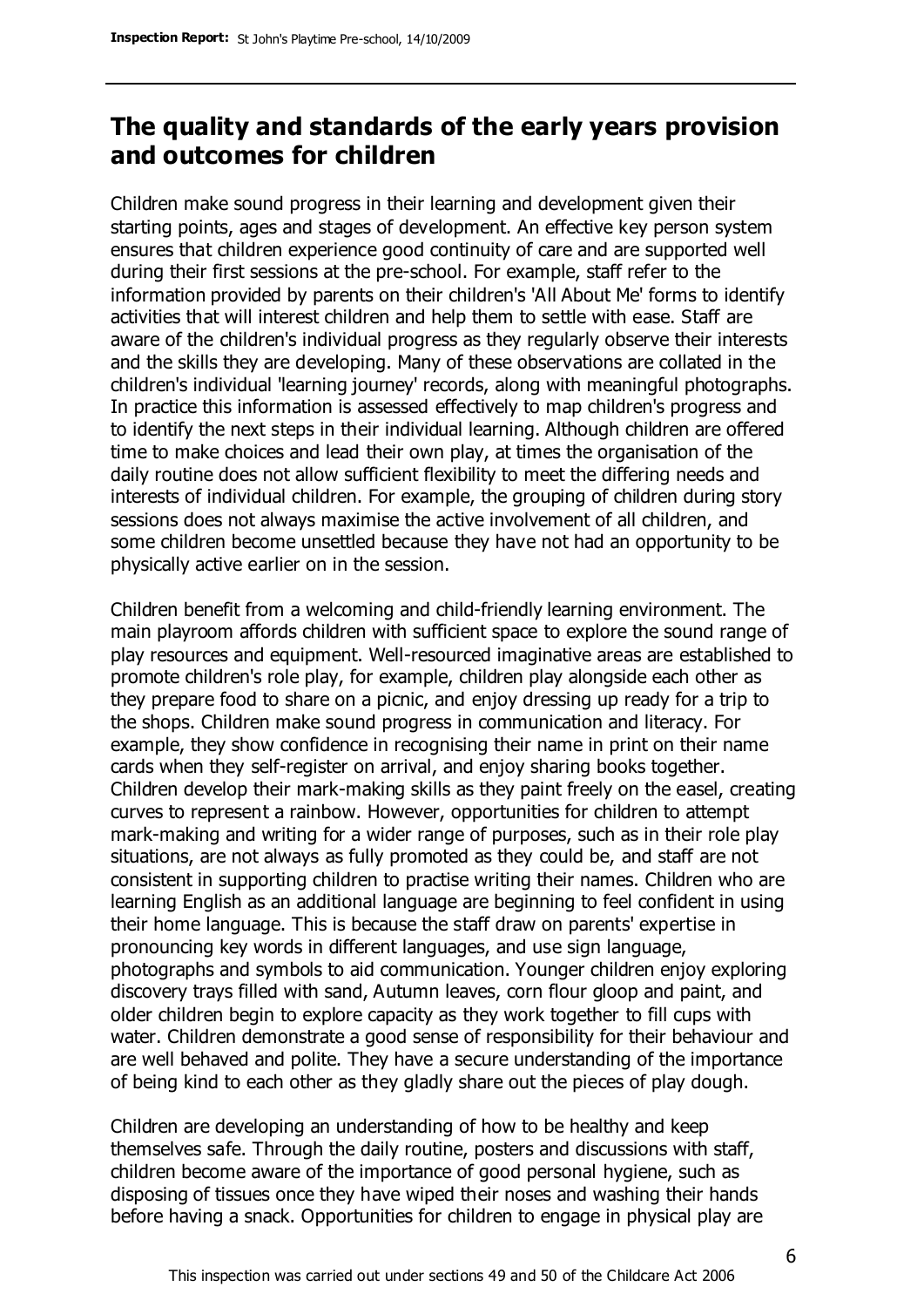## The quality and standards of the early years provision and outcomes for children

Children make sound progress in their learning and development given their starting points, ages and stages of development. An effective key person system ensures that children experience good continuity of care and are supported well during their first sessions at the pre-school. For example, staff refer to the information provided by parents on their children's 'All About Me' forms to identify activities that will interest children and help them to settle with ease. Staff are aware of the children's individual progress as they regularly observe their interests and the skills they are developing. Many of these observations are collated in the children's individual 'learning journey' records, along with meaningful photographs. In practice this information is assessed effectively to map children's progress and to identify the next steps in their individual learning. Although children are offered time to make choices and lead their own play, at times the organisation of the daily routine does not allow sufficient flexibility to meet the differing needs and interests of individual children. For example, the grouping of children during story sessions does not always maximise the active involvement of all children, and some children become unsettled because they have not had an opportunity to be physically active earlier on in the session.

Children benefit from a welcoming and child-friendly learning environment. The main playroom affords children with sufficient space to explore the sound range of play resources and equipment. Well-resourced imaginative areas are established to promote children's role play, for example, children play alongside each other as they prepare food to share on a picnic, and enjoy dressing up ready for a trip to the shops. Children make sound progress in communication and literacy. For example, they show confidence in recognising their name in print on their name cards when they self-register on arrival, and enjoy sharing books together. Children develop their mark-making skills as they paint freely on the easel, creating curves to represent a rainbow. However, opportunities for children to attempt mark-making and writing for a wider range of purposes, such as in their role play situations, are not always as fully promoted as they could be, and staff are not consistent in supporting children to practise writing their names. Children who are learning English as an additional language are beginning to feel confident in using their home language. This is because the staff draw on parents' expertise in pronouncing key words in different languages, and use sign language, photographs and symbols to aid communication. Younger children enjoy exploring discovery trays filled with sand, Autumn leaves, corn flour gloop and paint, and older children begin to explore capacity as they work together to fill cups with water. Children demonstrate a good sense of responsibility for their behaviour and are well behaved and polite. They have a secure understanding of the importance of being kind to each other as they gladly share out the pieces of play dough.

Children are developing an understanding of how to be healthy and keep themselves safe. Through the daily routine, posters and discussions with staff, children become aware of the importance of good personal hygiene, such as disposing of tissues once they have wiped their noses and washing their hands before having a snack. Opportunities for children to engage in physical play are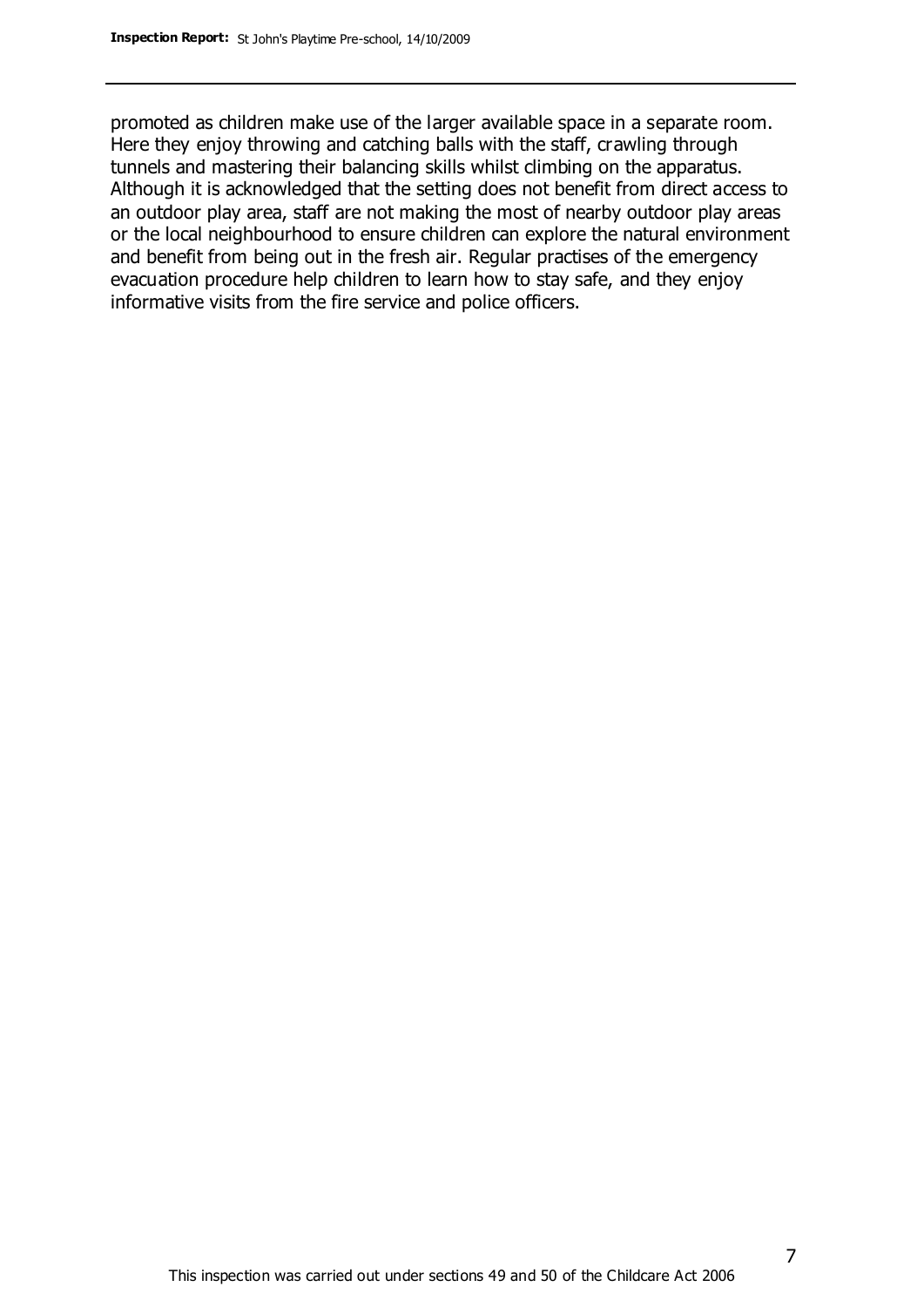promoted as children make use of the larger available space in a separate room. Here they enjoy throwing and catching balls with the staff, crawling through tunnels and mastering their balancing skills whilst climbing on the apparatus. Although it is acknowledged that the setting does not benefit from direct access to an outdoor play area, staff are not making the most of nearby outdoor play areas or the local neighbourhood to ensure children can explore the natural environment and benefit from being out in the fresh air. Regular practises of the emergency evacuation procedure help children to learn how to stay safe, and they enjoy informative visits from the fire service and police officers.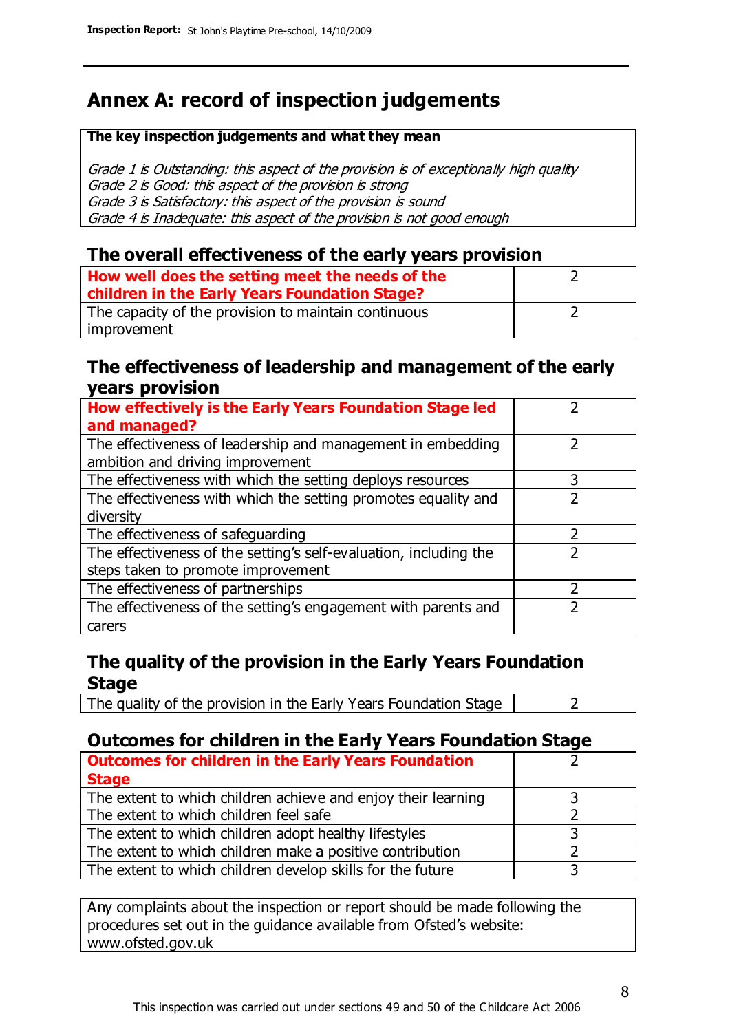# Annex A: record of inspection judgements

**The key inspection judgements and what they mean**

*Grade 1 is Outstanding: this aspect of the provision is of exceptionally high quality*
*Grade 2 is Good: this aspect of the provision is strong*
*Grade 3 is Satisfactory: this aspect of the provision is sound*
*Grade 4 is Inadequate: this aspect of the provision is not good enough*

## The overall effectiveness of the early years provision

| | |
|---|---|
| **How well does the setting meet the needs of the children in the Early Years Foundation Stage?** | 2 |
| The capacity of the provision to maintain continuous improvement | 2 |

## The effectiveness of leadership and management of the early years provision

| | |
|---|---|
| **How effectively is the Early Years Foundation Stage led and managed?** | 2 |
| The effectiveness of leadership and management in embedding ambition and driving improvement | 2 |
| The effectiveness with which the setting deploys resources | 3 |
| The effectiveness with which the setting promotes equality and diversity | 2 |
| The effectiveness of safeguarding | 2 |
| The effectiveness of the setting's self-evaluation, including the steps taken to promote improvement | 2 |
| The effectiveness of partnerships | 2 |
| The effectiveness of the setting's engagement with parents and carers | 2 |

## The quality of the provision in the Early Years Foundation Stage

| | |
|---|---|
| The quality of the provision in the Early Years Foundation Stage | 2 |

## Outcomes for children in the Early Years Foundation Stage

| | |
|---|---|
| **Outcomes for children in the Early Years Foundation Stage** | 2 |
| The extent to which children achieve and enjoy their learning | 3 |
| The extent to which children feel safe | 2 |
| The extent to which children adopt healthy lifestyles | 3 |
| The extent to which children make a positive contribution | 2 |
| The extent to which children develop skills for the future | 3 |

Any complaints about the inspection or report should be made following the procedures set out in the guidance available from Ofsted's website: www.ofsted.gov.uk

This inspection was carried out under sections 49 and 50 of the Childcare Act 2006